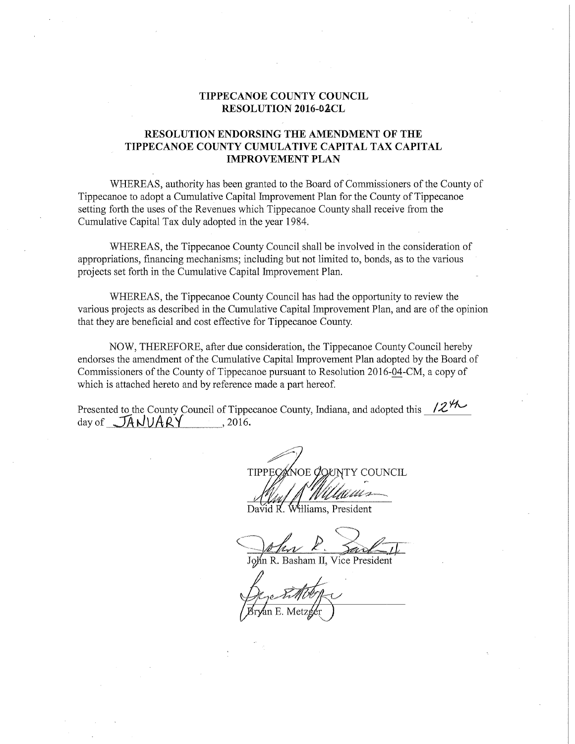# TIPPECANOE COUNTY COUNCIL
# RESOLUTION 2016-02CL

## RESOLUTION ENDORSING THE AMENDMENT OF THE TIPPECANOE COUNTY CUMULATIVE CAPITAL TAX CAPITAL IMPROVEMENT PLAN

WHEREAS, authority has been granted to the Board of Commissioners of the County of Tippecanoe to adopt a Cumulative Capital Improvement Plan for the County of Tippecanoe setting forth the uses of the Revenues which Tippecanoe County shall receive from the Cumulative Capital Tax duly adopted in the year 1984.

WHEREAS, the Tippecanoe County Council shall be involved in the consideration of appropriations, financing mechanisms; including but not limited to, bonds, as to the various projects set forth in the Cumulative Capital Improvement Plan.

WHEREAS, the Tippecanoe County Council has had the opportunity to review the various projects as described in the Cumulative Capital Improvement Plan, and are of the opinion that they are beneficial and cost effective for Tippecanoe County.

NOW, THEREFORE, after due consideration, the Tippecanoe County Council hereby endorses the amendment of the Cumulative Capital Improvement Plan adopted by the Board of Commissioners of the County of Tippecanoe pursuant to Resolution 2016-04-CM, a copy of which is attached hereto and by reference made a part hereof.

Presented to the County Council of Tippecanoe County, Indiana, and adopted this 12th day of JANUARY, 2016.

TIPPECANOE COUNTY COUNCIL

David R. Williams, President

John R. Basham II, Vice President

Bryan E. Metzger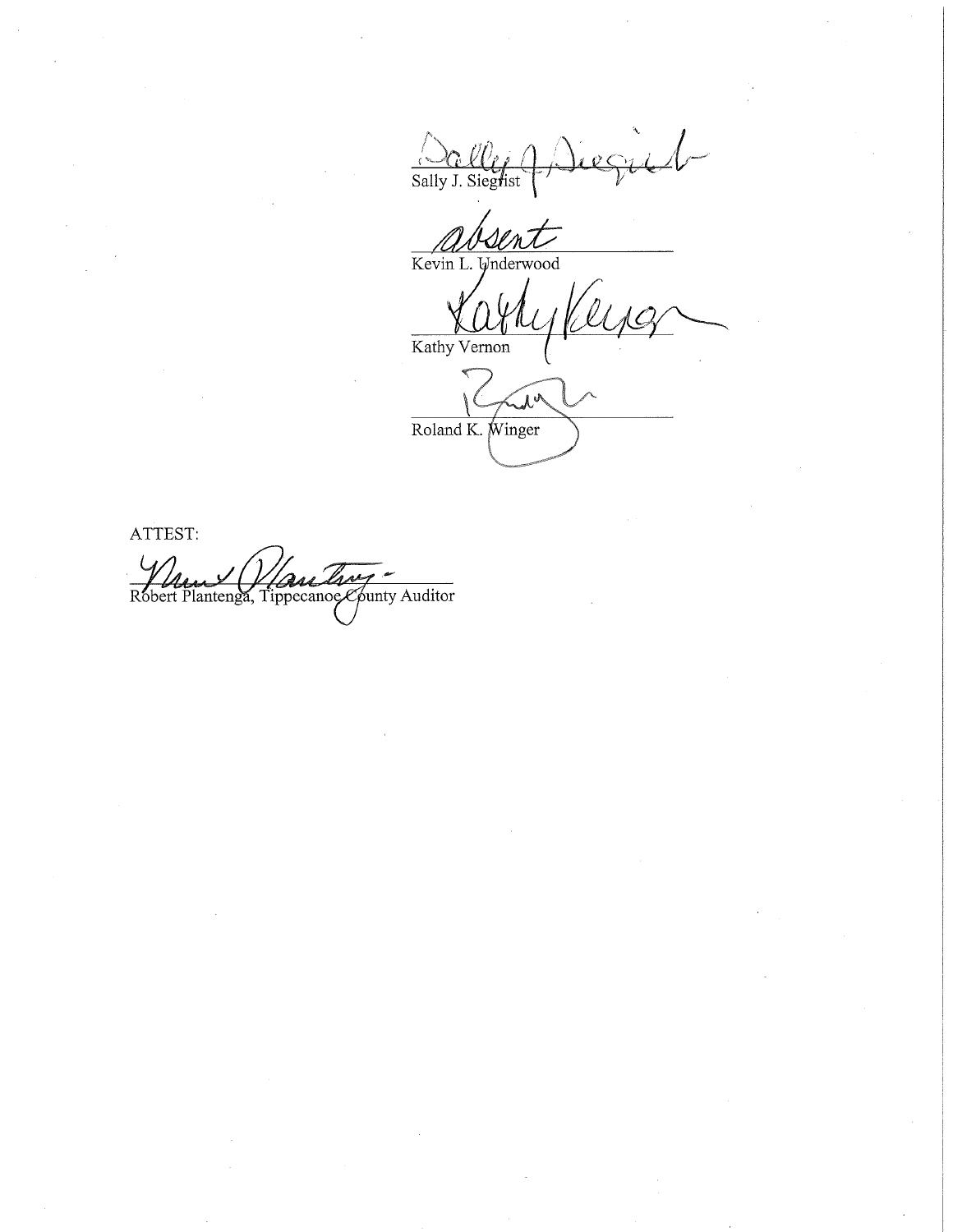Sally J. Siegrist

absent

Kevin L. Underwood

Kathy Vernon

Roland K. Winger

ATTEST:

Robert Plantenga, Tippecanoe County Auditor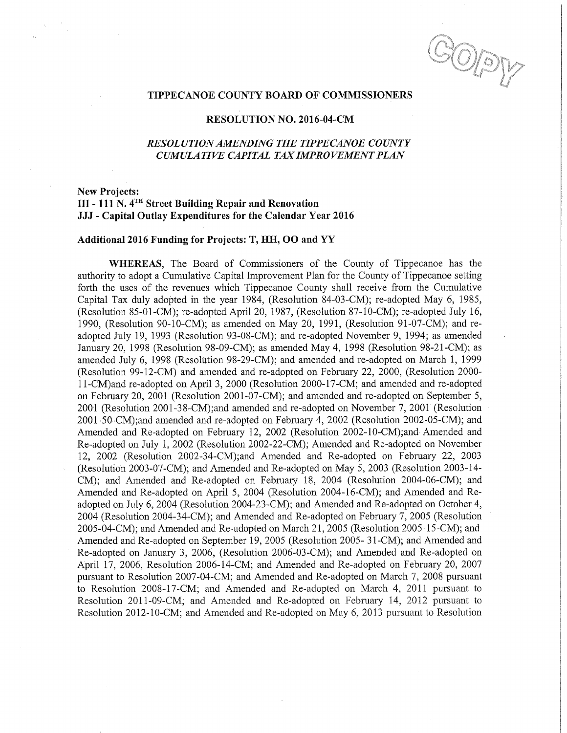COPY

# TIPPECANOE COUNTY BOARD OF COMMISSIONERS

## RESOLUTION NO. 2016-04-CM

### *RESOLUTION AMENDING THE TIPPECANOE COUNTY CUMULATIVE CAPITAL TAX IMPROVEMENT PLAN*

**New Projects:**
**III - 111 N. 4TH Street Building Repair and Renovation**
**JJJ - Capital Outlay Expenditures for the Calendar Year 2016**

**Additional 2016 Funding for Projects: T, HH, OO and YY**

**WHEREAS**, The Board of Commissioners of the County of Tippecanoe has the authority to adopt a Cumulative Capital Improvement Plan for the County of Tippecanoe setting forth the uses of the revenues which Tippecanoe County shall receive from the Cumulative Capital Tax duly adopted in the year 1984, (Resolution 84-03-CM); re-adopted May 6, 1985, (Resolution 85-01-CM); re-adopted April 20, 1987, (Resolution 87-10-CM); re-adopted July 16, 1990, (Resolution 90-10-CM); as amended on May 20, 1991, (Resolution 91-07-CM); and re-adopted July 19, 1993 (Resolution 93-08-CM); and re-adopted November 9, 1994; as amended January 20, 1998 (Resolution 98-09-CM); as amended May 4, 1998 (Resolution 98-21-CM); as amended July 6, 1998 (Resolution 98-29-CM); and amended and re-adopted on March 1, 1999 (Resolution 99-12-CM) and amended and re-adopted on February 22, 2000, (Resolution 2000-11-CM)and re-adopted on April 3, 2000 (Resolution 2000-17-CM; and amended and re-adopted on February 20, 2001 (Resolution 2001-07-CM); and amended and re-adopted on September 5, 2001 (Resolution 2001-38-CM);and amended and re-adopted on November 7, 2001 (Resolution 2001-50-CM);and amended and re-adopted on February 4, 2002 (Resolution 2002-05-CM); and Amended and Re-adopted on February 12, 2002 (Resolution 2002-10-CM);and Amended and Re-adopted on July 1, 2002 (Resolution 2002-22-CM); Amended and Re-adopted on November 12, 2002 (Resolution 2002-34-CM);and Amended and Re-adopted on February 22, 2003 (Resolution 2003-07-CM); and Amended and Re-adopted on May 5, 2003 (Resolution 2003-14-CM); and Amended and Re-adopted on February 18, 2004 (Resolution 2004-06-CM); and Amended and Re-adopted on April 5, 2004 (Resolution 2004-16-CM); and Amended and Re-adopted on July 6, 2004 (Resolution 2004-23-CM); and Amended and Re-adopted on October 4, 2004 (Resolution 2004-34-CM); and Amended and Re-adopted on February 7, 2005 (Resolution 2005-04-CM); and Amended and Re-adopted on March 21, 2005 (Resolution 2005-15-CM); and Amended and Re-adopted on September 19, 2005 (Resolution 2005- 31-CM); and Amended and Re-adopted on January 3, 2006, (Resolution 2006-03-CM); and Amended and Re-adopted on April 17, 2006, Resolution 2006-14-CM; and Amended and Re-adopted on February 20, 2007 pursuant to Resolution 2007-04-CM; and Amended and Re-adopted on March 7, 2008 pursuant to Resolution 2008-17-CM; and Amended and Re-adopted on March 4, 2011 pursuant to Resolution 2011-09-CM; and Amended and Re-adopted on February 14, 2012 pursuant to Resolution 2012-10-CM; and Amended and Re-adopted on May 6, 2013 pursuant to Resolution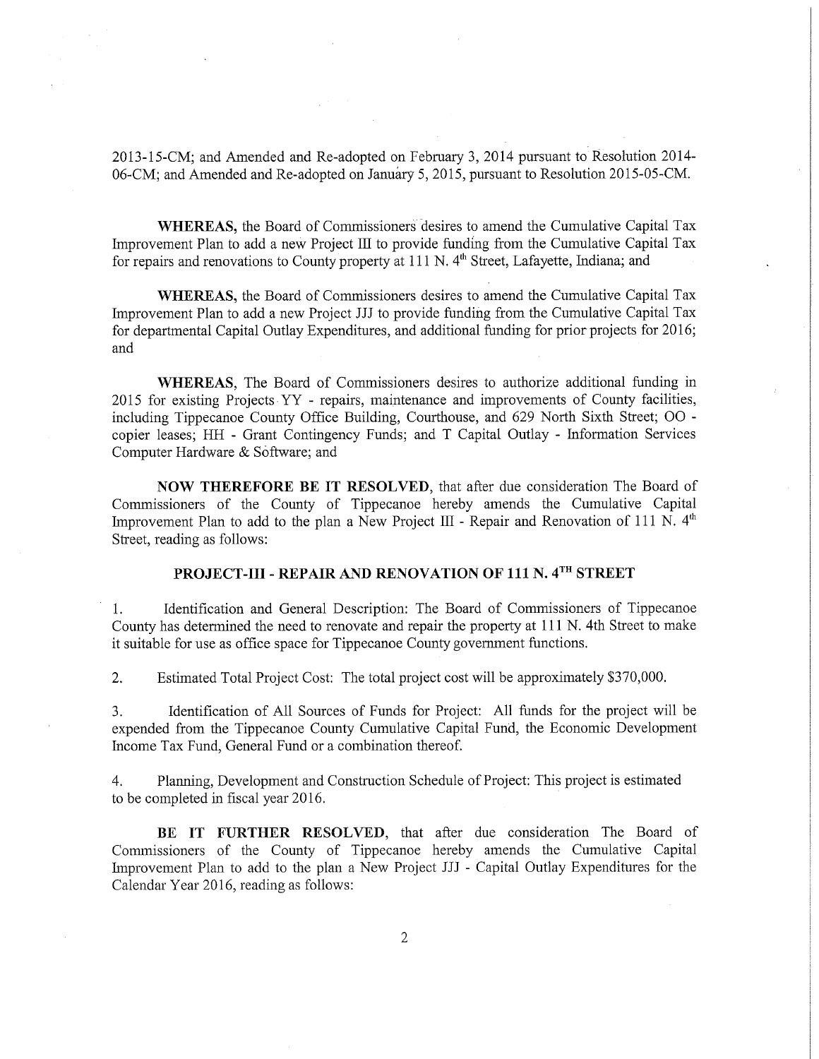2013-15-CM; and Amended and Re-adopted on February 3, 2014 pursuant to Resolution 2014-06-CM; and Amended and Re-adopted on January 5, 2015, pursuant to Resolution 2015-05-CM.

**WHEREAS,** the Board of Commissioners desires to amend the Cumulative Capital Tax Improvement Plan to add a new Project III to provide funding from the Cumulative Capital Tax for repairs and renovations to County property at 111 N. 4th Street, Lafayette, Indiana; and

**WHEREAS,** the Board of Commissioners desires to amend the Cumulative Capital Tax Improvement Plan to add a new Project JJJ to provide funding from the Cumulative Capital Tax for departmental Capital Outlay Expenditures, and additional funding for prior projects for 2016; and

**WHEREAS,** The Board of Commissioners desires to authorize additional funding in 2015 for existing Projects YY - repairs, maintenance and improvements of County facilities, including Tippecanoe County Office Building, Courthouse, and 629 North Sixth Street; OO - copier leases; HH - Grant Contingency Funds; and T Capital Outlay - Information Services Computer Hardware & Software; and

**NOW THEREFORE BE IT RESOLVED**, that after due consideration The Board of Commissioners of the County of Tippecanoe hereby amends the Cumulative Capital Improvement Plan to add to the plan a New Project III - Repair and Renovation of 111 N. 4th Street, reading as follows:

## PROJECT-III - REPAIR AND RENOVATION OF 111 N. 4TH STREET

1. Identification and General Description: The Board of Commissioners of Tippecanoe County has determined the need to renovate and repair the property at 111 N. 4th Street to make it suitable for use as office space for Tippecanoe County government functions.

2. Estimated Total Project Cost: The total project cost will be approximately $370,000.

3. Identification of All Sources of Funds for Project: All funds for the project will be expended from the Tippecanoe County Cumulative Capital Fund, the Economic Development Income Tax Fund, General Fund or a combination thereof.

4. Planning, Development and Construction Schedule of Project: This project is estimated to be completed in fiscal year 2016.

**BE IT FURTHER RESOLVED**, that after due consideration The Board of Commissioners of the County of Tippecanoe hereby amends the Cumulative Capital Improvement Plan to add to the plan a New Project JJJ - Capital Outlay Expenditures for the Calendar Year 2016, reading as follows: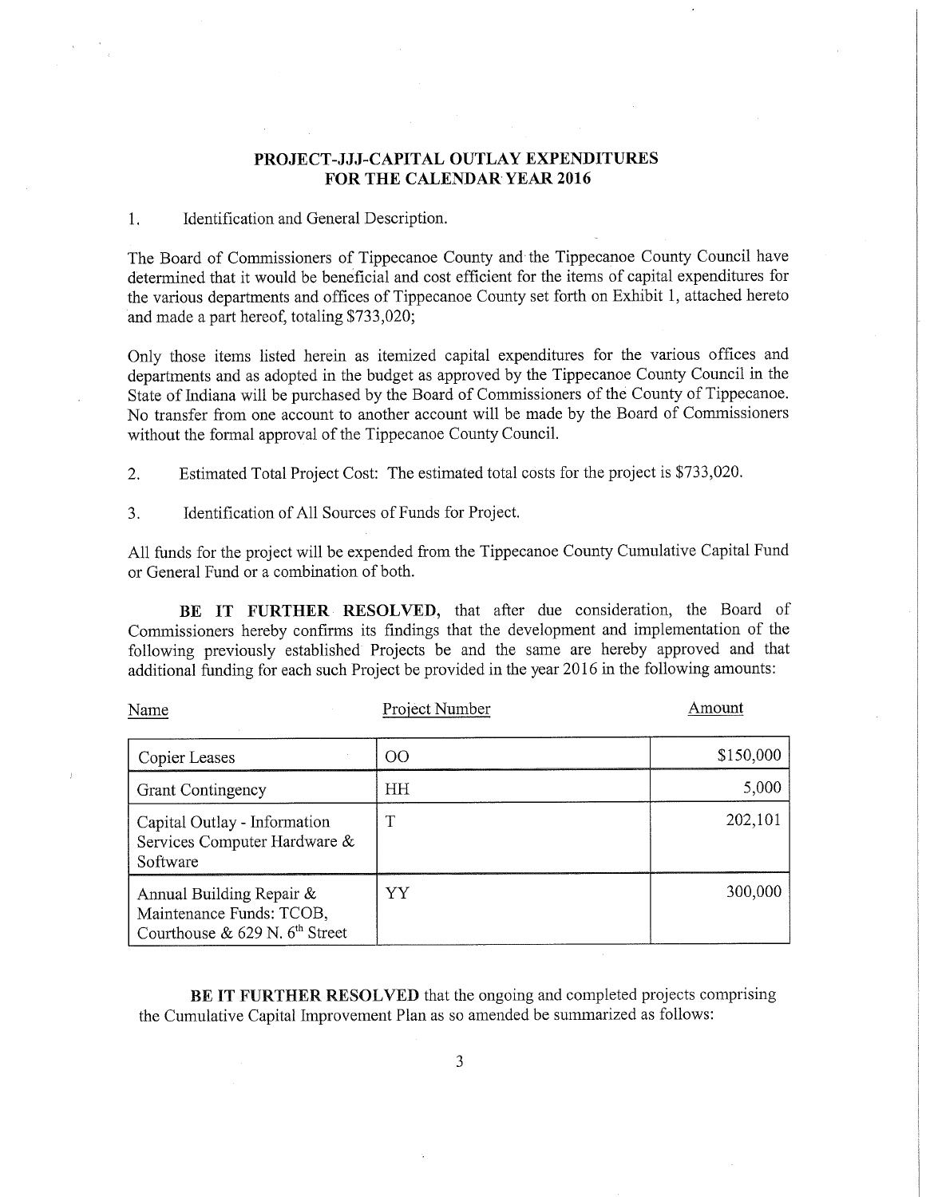## PROJECT-JJJ-CAPITAL OUTLAY EXPENDITURES FOR THE CALENDAR YEAR 2016

1. Identification and General Description.

The Board of Commissioners of Tippecanoe County and the Tippecanoe County Council have determined that it would be beneficial and cost efficient for the items of capital expenditures for the various departments and offices of Tippecanoe County set forth on Exhibit 1, attached hereto and made a part hereof, totaling $733,020;

Only those items listed herein as itemized capital expenditures for the various offices and departments and as adopted in the budget as approved by the Tippecanoe County Council in the State of Indiana will be purchased by the Board of Commissioners of the County of Tippecanoe. No transfer from one account to another account will be made by the Board of Commissioners without the formal approval of the Tippecanoe County Council.

2. Estimated Total Project Cost: The estimated total costs for the project is $733,020.

3. Identification of All Sources of Funds for Project.

All funds for the project will be expended from the Tippecanoe County Cumulative Capital Fund or General Fund or a combination of both.

**BE IT FURTHER RESOLVED,** that after due consideration, the Board of Commissioners hereby confirms its findings that the development and implementation of the following previously established Projects be and the same are hereby approved and that additional funding for each such Project be provided in the year 2016 in the following amounts:

| Name | Project Number | Amount |
|---|---|---|
| Copier Leases | OO | $150,000 |
| Grant Contingency | HH | 5,000 |
| Capital Outlay - Information Services Computer Hardware & Software | T | 202,101 |
| Annual Building Repair & Maintenance Funds: TCOB, Courthouse & 629 N. 6th Street | YY | 300,000 |

**BE IT FURTHER RESOLVED** that the ongoing and completed projects comprising the Cumulative Capital Improvement Plan as so amended be summarized as follows: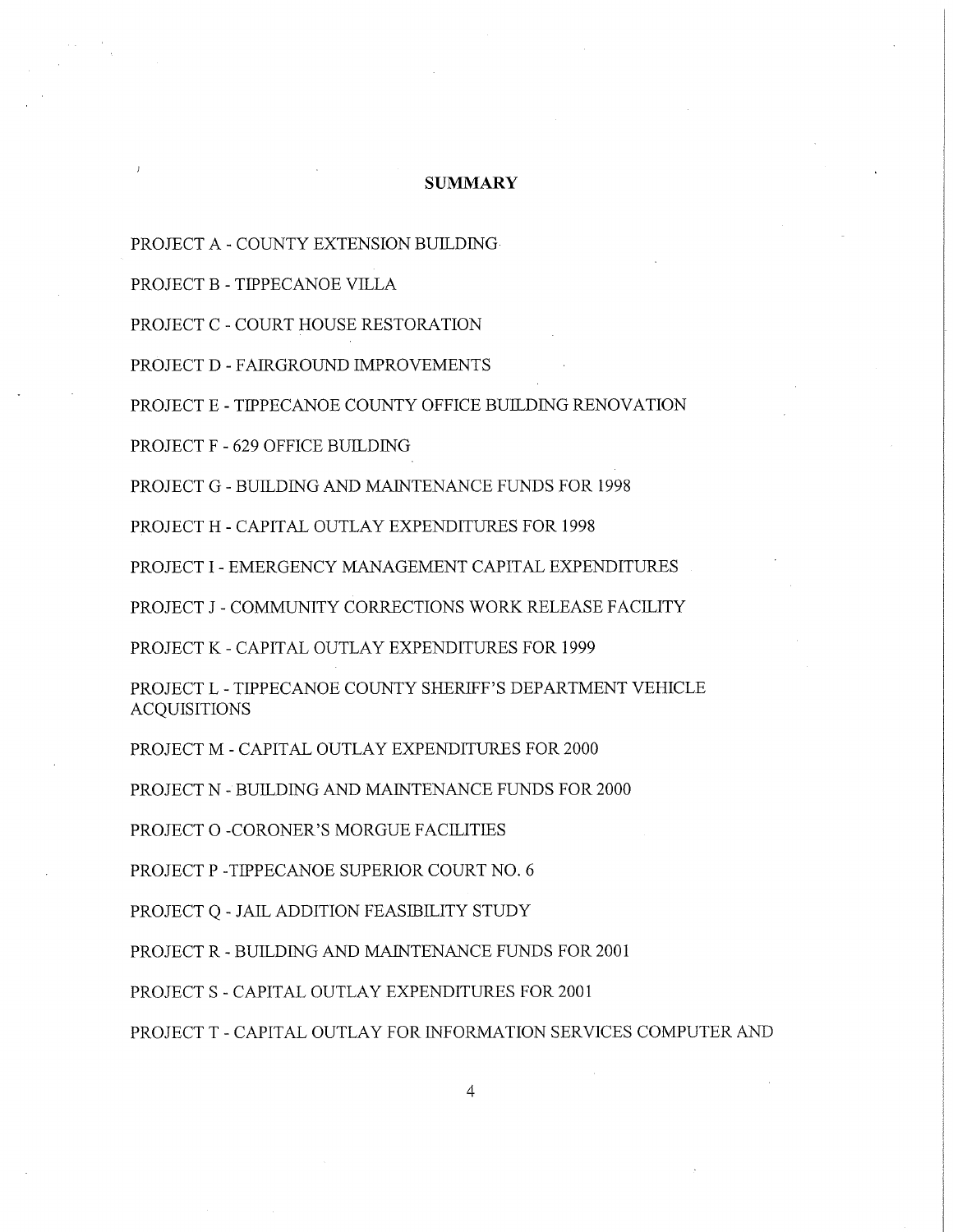# SUMMARY

PROJECT A - COUNTY EXTENSION BUILDING

PROJECT B - TIPPECANOE VILLA

PROJECT C - COURT HOUSE RESTORATION

PROJECT D - FAIRGROUND IMPROVEMENTS

PROJECT E - TIPPECANOE COUNTY OFFICE BUILDING RENOVATION

PROJECT F - 629 OFFICE BUILDING

PROJECT G - BUILDING AND MAINTENANCE FUNDS FOR 1998

PROJECT H - CAPITAL OUTLAY EXPENDITURES FOR 1998

PROJECT I - EMERGENCY MANAGEMENT CAPITAL EXPENDITURES

PROJECT J - COMMUNITY CORRECTIONS WORK RELEASE FACILITY

PROJECT K - CAPITAL OUTLAY EXPENDITURES FOR 1999

PROJECT L - TIPPECANOE COUNTY SHERIFF'S DEPARTMENT VEHICLE ACQUISITIONS

PROJECT M - CAPITAL OUTLAY EXPENDITURES FOR 2000

PROJECT N - BUILDING AND MAINTENANCE FUNDS FOR 2000

PROJECT O -CORONER'S MORGUE FACILITIES

PROJECT P -TIPPECANOE SUPERIOR COURT NO. 6

PROJECT Q - JAIL ADDITION FEASIBILITY STUDY

PROJECT R - BUILDING AND MAINTENANCE FUNDS FOR 2001

PROJECT S - CAPITAL OUTLAY EXPENDITURES FOR 2001

PROJECT T - CAPITAL OUTLAY FOR INFORMATION SERVICES COMPUTER AND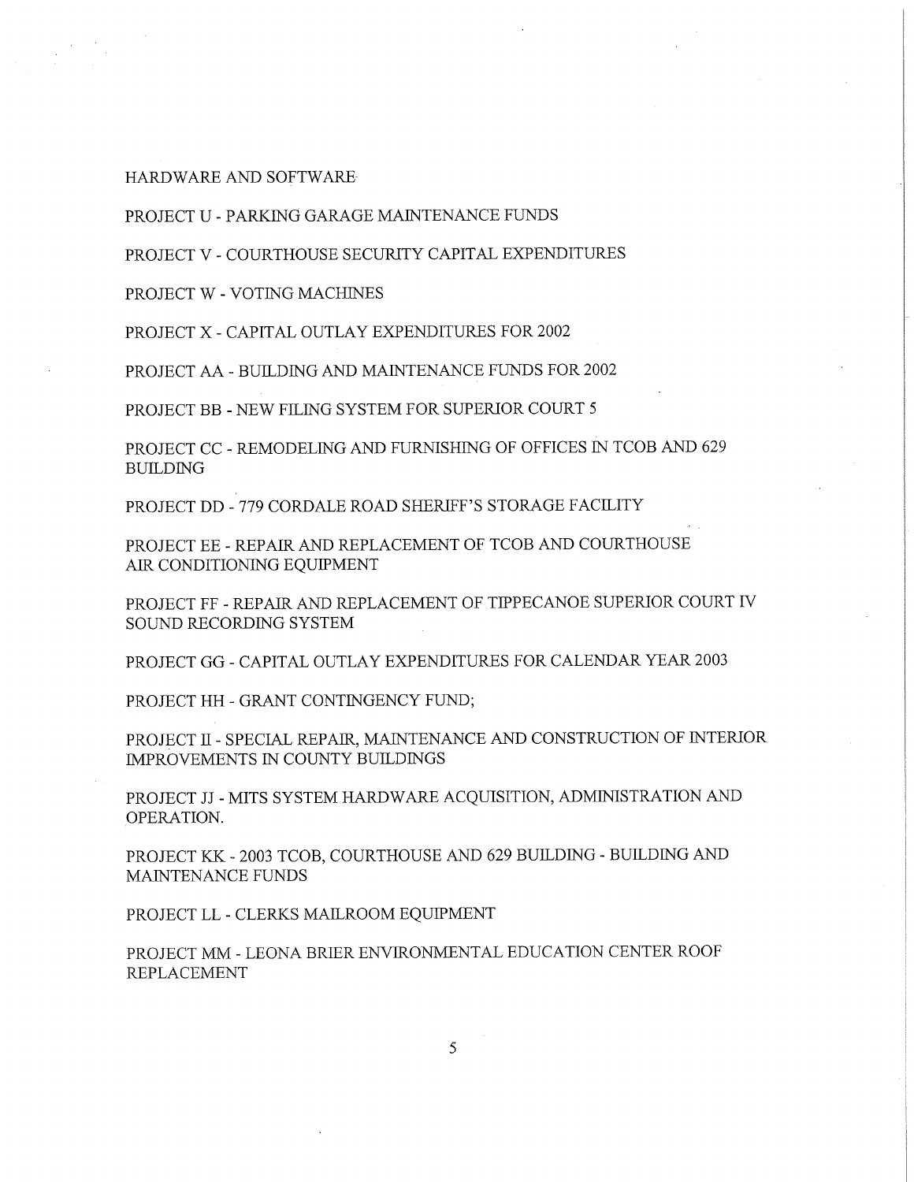HARDWARE AND SOFTWARE

PROJECT U - PARKING GARAGE MAINTENANCE FUNDS

PROJECT V - COURTHOUSE SECURITY CAPITAL EXPENDITURES

PROJECT W - VOTING MACHINES

PROJECT X - CAPITAL OUTLAY EXPENDITURES FOR 2002

PROJECT AA - BUILDING AND MAINTENANCE FUNDS FOR 2002

PROJECT BB - NEW FILING SYSTEM FOR SUPERIOR COURT 5

PROJECT CC - REMODELING AND FURNISHING OF OFFICES IN TCOB AND 629 BUILDING

PROJECT DD - 779 CORDALE ROAD SHERIFF'S STORAGE FACILITY

PROJECT EE - REPAIR AND REPLACEMENT OF TCOB AND COURTHOUSE AIR CONDITIONING EQUIPMENT

PROJECT FF - REPAIR AND REPLACEMENT OF TIPPECANOE SUPERIOR COURT IV SOUND RECORDING SYSTEM

PROJECT GG - CAPITAL OUTLAY EXPENDITURES FOR CALENDAR YEAR 2003

PROJECT HH - GRANT CONTINGENCY FUND;

PROJECT II - SPECIAL REPAIR, MAINTENANCE AND CONSTRUCTION OF INTERIOR IMPROVEMENTS IN COUNTY BUILDINGS

PROJECT JJ - MITS SYSTEM HARDWARE ACQUISITION, ADMINISTRATION AND OPERATION.

PROJECT KK - 2003 TCOB, COURTHOUSE AND 629 BUILDING - BUILDING AND MAINTENANCE FUNDS

PROJECT LL - CLERKS MAILROOM EQUIPMENT

PROJECT MM - LEONA BRIER ENVIRONMENTAL EDUCATION CENTER ROOF REPLACEMENT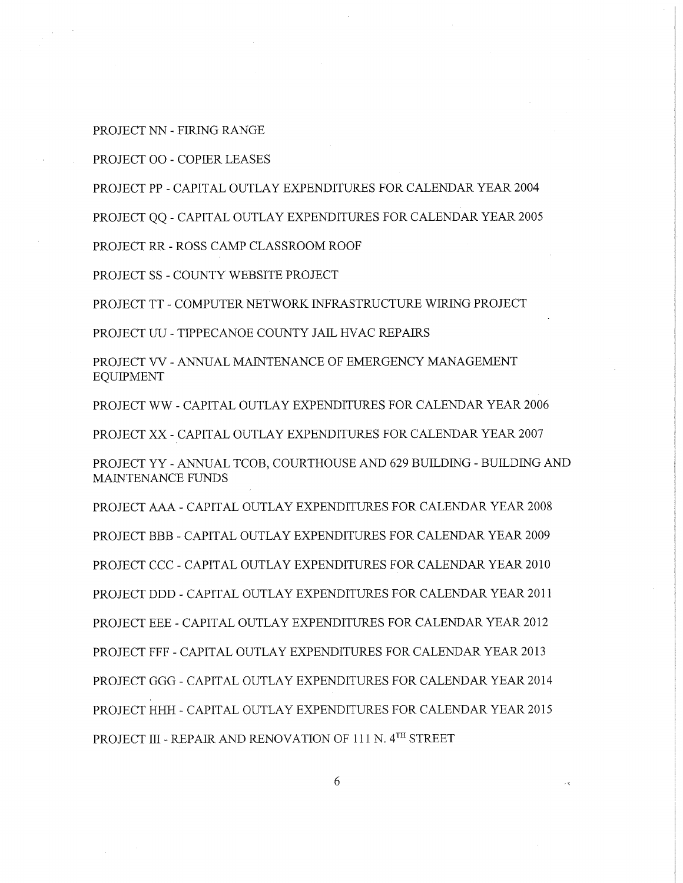PROJECT NN - FIRING RANGE

PROJECT OO - COPIER LEASES

PROJECT PP - CAPITAL OUTLAY EXPENDITURES FOR CALENDAR YEAR 2004

PROJECT QQ - CAPITAL OUTLAY EXPENDITURES FOR CALENDAR YEAR 2005

PROJECT RR - ROSS CAMP CLASSROOM ROOF

PROJECT SS - COUNTY WEBSITE PROJECT

PROJECT TT - COMPUTER NETWORK INFRASTRUCTURE WIRING PROJECT

PROJECT UU - TIPPECANOE COUNTY JAIL HVAC REPAIRS

PROJECT VV - ANNUAL MAINTENANCE OF EMERGENCY MANAGEMENT EQUIPMENT

PROJECT WW - CAPITAL OUTLAY EXPENDITURES FOR CALENDAR YEAR 2006

PROJECT XX - CAPITAL OUTLAY EXPENDITURES FOR CALENDAR YEAR 2007

PROJECT YY - ANNUAL TCOB, COURTHOUSE AND 629 BUILDING - BUILDING AND MAINTENANCE FUNDS

PROJECT AAA - CAPITAL OUTLAY EXPENDITURES FOR CALENDAR YEAR 2008

PROJECT BBB - CAPITAL OUTLAY EXPENDITURES FOR CALENDAR YEAR 2009

PROJECT CCC - CAPITAL OUTLAY EXPENDITURES FOR CALENDAR YEAR 2010

PROJECT DDD - CAPITAL OUTLAY EXPENDITURES FOR CALENDAR YEAR 2011

PROJECT EEE - CAPITAL OUTLAY EXPENDITURES FOR CALENDAR YEAR 2012

PROJECT FFF - CAPITAL OUTLAY EXPENDITURES FOR CALENDAR YEAR 2013

PROJECT GGG - CAPITAL OUTLAY EXPENDITURES FOR CALENDAR YEAR 2014

PROJECT HHH - CAPITAL OUTLAY EXPENDITURES FOR CALENDAR YEAR 2015

PROJECT III - REPAIR AND RENOVATION OF 111 N. 4TH STREET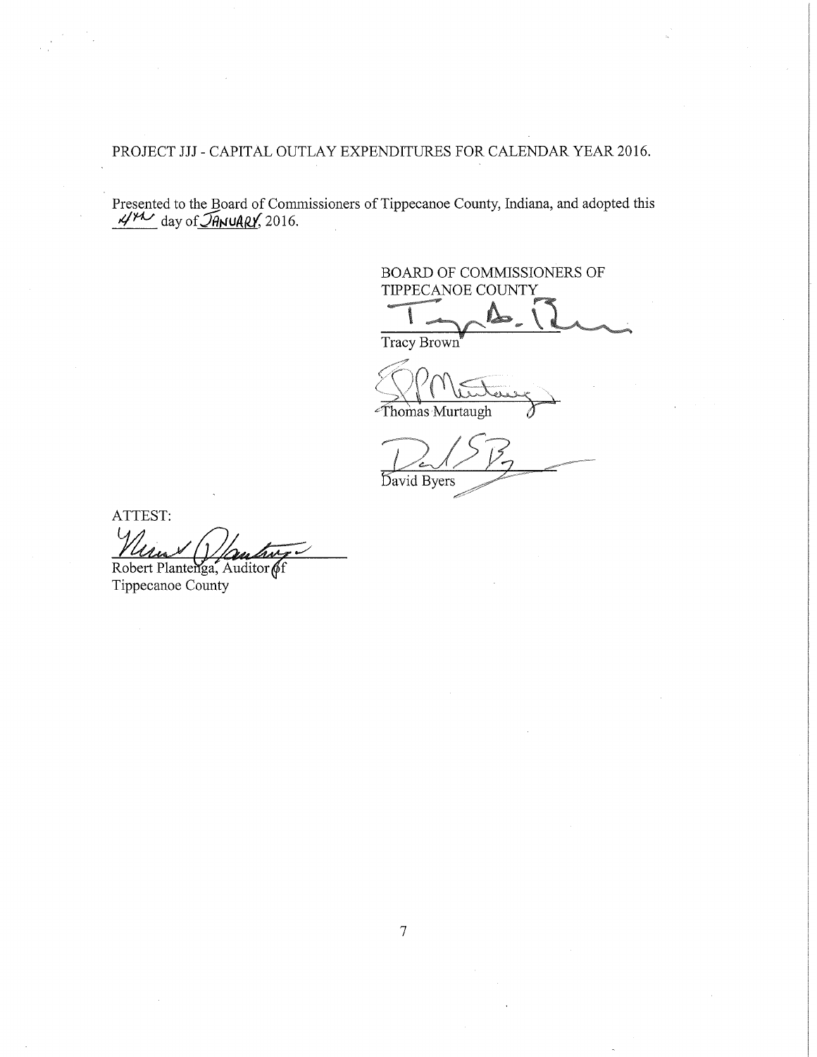PROJECT JJJ - CAPITAL OUTLAY EXPENDITURES FOR CALENDAR YEAR 2016.

Presented to the Board of Commissioners of Tippecanoe County, Indiana, and adopted this 4th day of JANUARY, 2016.

BOARD OF COMMISSIONERS OF TIPPECANOE COUNTY

Tracy Brown

Thomas Murtaugh

David Byers

ATTEST:

Robert Plantenga, Auditor of Tippecanoe County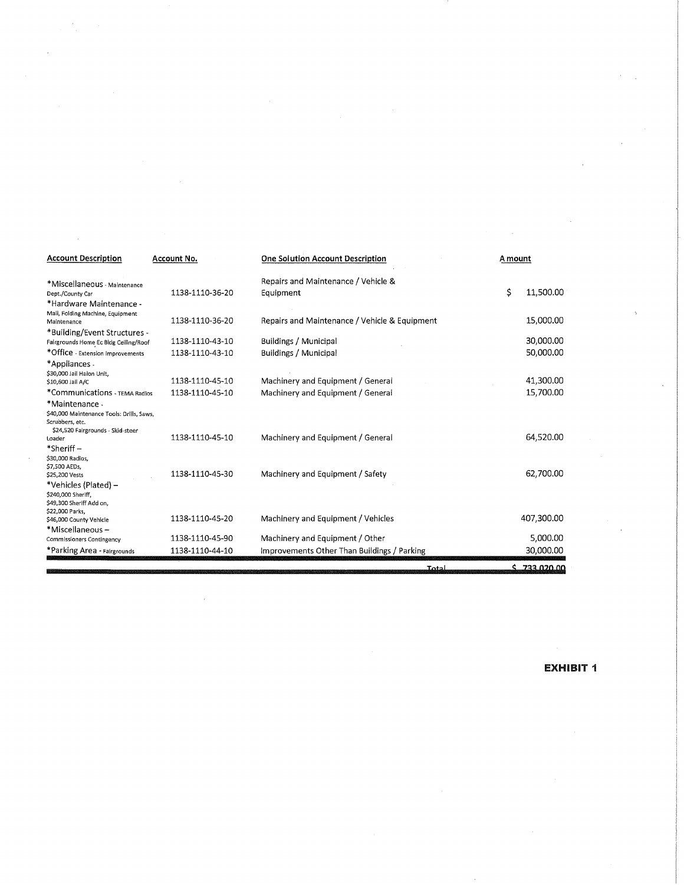| Account Description | Account No. | One Solution Account Description | Amount |
|---|---|---|---|
| *Miscellaneous - Maintenance Dept./County Car | 1138-1110-36-20 | Repairs and Maintenance / Vehicle & Equipment | $ 11,500.00 |
| *Hardware Maintenance - Mail, Folding Machine, Equipment Maintenance | 1138-1110-36-20 | Repairs and Maintenance / Vehicle & Equipment | 15,000.00 |
| *Building/Event Structures - Fairgrounds Home Ec Bldg Ceiling/Roof | 1138-1110-43-10 | Buildings / Municipal | 30,000.00 |
| *Office - Extension Improvements | 1138-1110-43-10 | Buildings / Municipal | 50,000.00 |
| *Appliances - $30,000 Jail Halon Unit, $10,600 Jail A/C | 1138-1110-45-10 | Machinery and Equipment / General | 41,300.00 |
| *Communications - TEMA Radios | 1138-1110-45-10 | Machinery and Equipment / General | 15,700.00 |
| *Maintenance - $40,000 Maintenance Tools: Drills, Saws, Scrubbers, etc. $24,520 Fairgrounds - Skid-steer Loader | 1138-1110-45-10 | Machinery and Equipment / General | 64,520.00 |
| *Sheriff – $30,000 Radios, $7,500 AEDs, $25,200 Vests | 1138-1110-45-30 | Machinery and Equipment / Safety | 62,700.00 |
| *Vehicles (Plated) – $240,000 Sheriff, $49,300 Sheriff Add on, $22,000 Parks, $46,000 County Vehicle | 1138-1110-45-20 | Machinery and Equipment / Vehicles | 407,300.00 |
| *Miscellaneous – Commissioners Contingency | 1138-1110-45-90 | Machinery and Equipment / Other | 5,000.00 |
| *Parking Area - Fairgrounds | 1138-1110-44-10 | Improvements Other Than Buildings / Parking | 30,000.00 |
| | | Total | $ 733,020.00 |

**EXHIBIT 1**